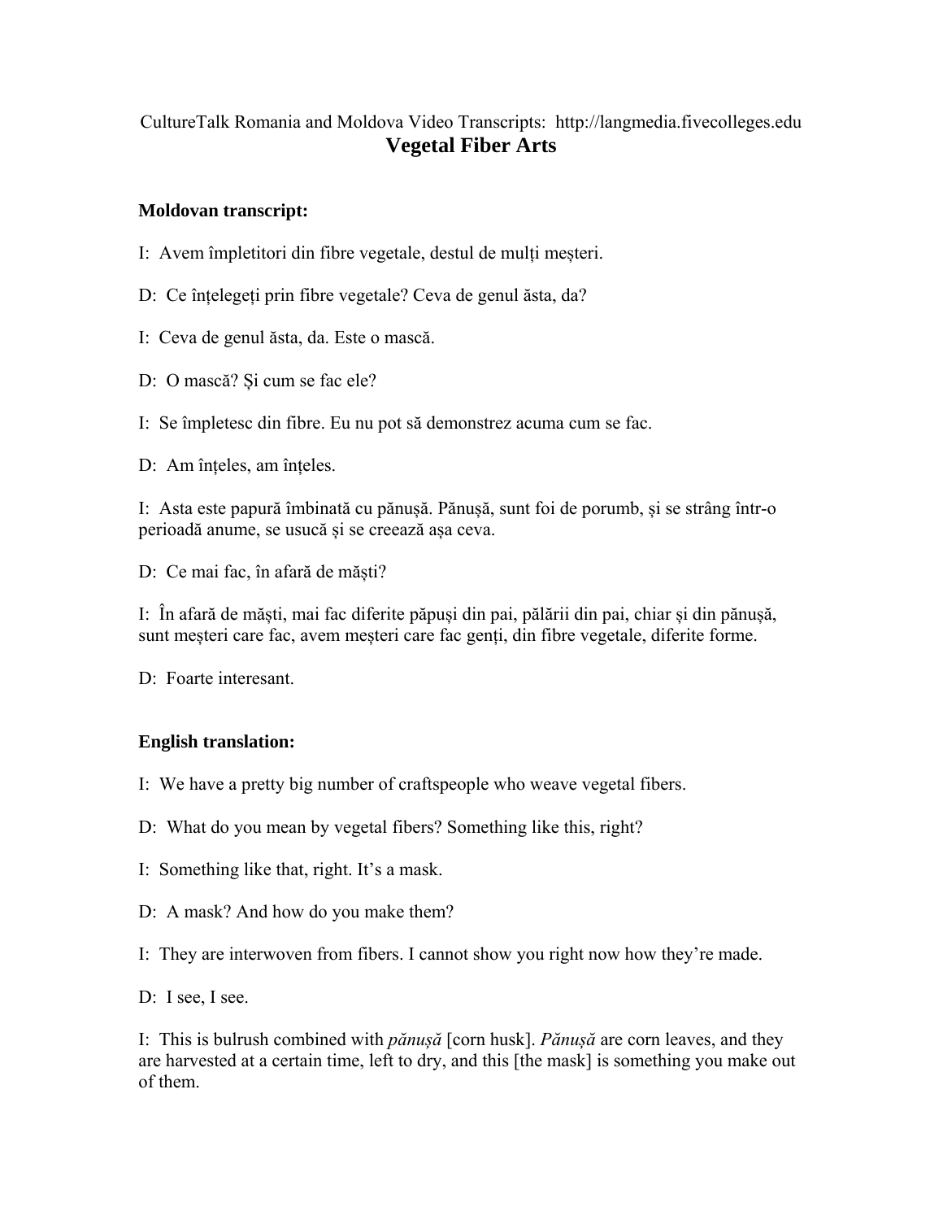CultureTalk Romania and Moldova Video Transcripts: http://langmedia.fivecolleges.edu

# Vegetal Fiber Arts

**Moldovan transcript:**

I: Avem împletitori din fibre vegetale, destul de mulți meșteri.

D: Ce înțelegeți prin fibre vegetale? Ceva de genul ăsta, da?

I: Ceva de genul ăsta, da. Este o mască.

D: O mască? Și cum se fac ele?

I: Se împletesc din fibre. Eu nu pot să demonstrez acuma cum se fac.

D: Am înțeles, am înțeles.

I: Asta este papură îmbinată cu pănușă. Pănușă, sunt foi de porumb, și se strâng într-o perioadă anume, se usucă și se creează așa ceva.

D: Ce mai fac, în afară de măști?

I: În afară de măști, mai fac diferite păpuși din pai, pălării din pai, chiar și din pănușă, sunt meșteri care fac, avem meșteri care fac genți, din fibre vegetale, diferite forme.

D: Foarte interesant.

**English translation:**

I: We have a pretty big number of craftspeople who weave vegetal fibers.

D: What do you mean by vegetal fibers? Something like this, right?

I: Something like that, right. It's a mask.

D: A mask? And how do you make them?

I: They are interwoven from fibers. I cannot show you right now how they're made.

D: I see, I see.

I: This is bulrush combined with *pănușă* [corn husk]. *Pănușă* are corn leaves, and they are harvested at a certain time, left to dry, and this [the mask] is something you make out of them.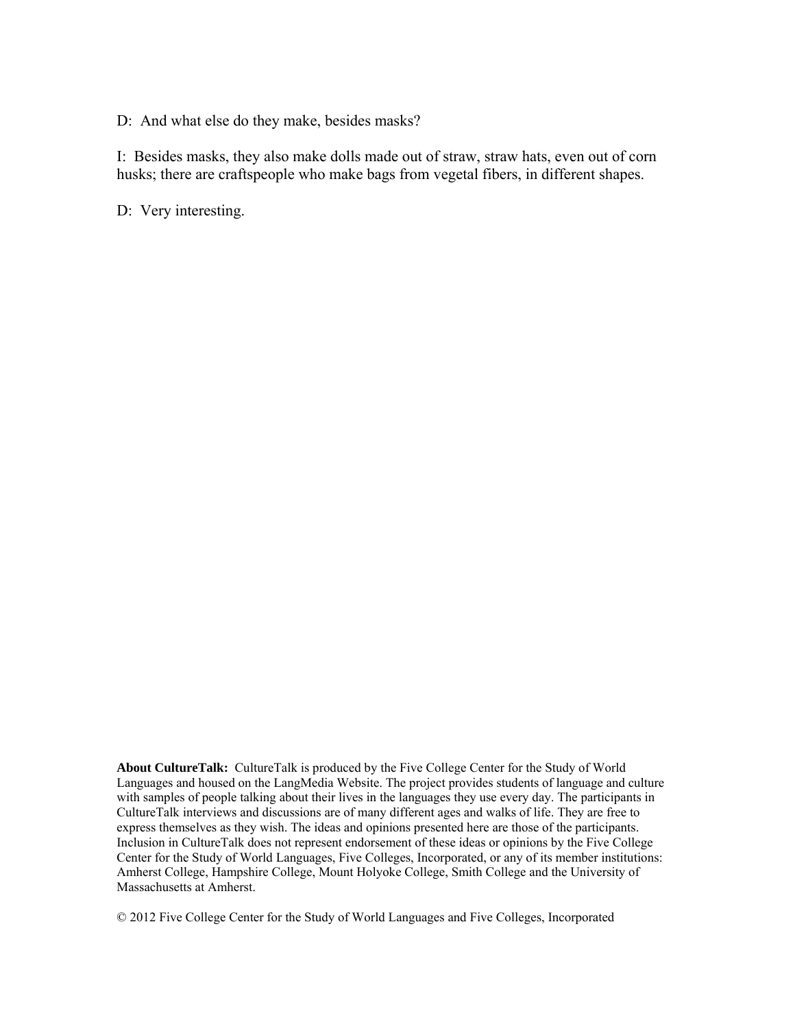D:  And what else do they make, besides masks?

I:  Besides masks, they also make dolls made out of straw, straw hats, even out of corn husks; there are craftspeople who make bags from vegetal fibers, in different shapes.

D:  Very interesting.

**About CultureTalk:** CultureTalk is produced by the Five College Center for the Study of World Languages and housed on the LangMedia Website. The project provides students of language and culture with samples of people talking about their lives in the languages they use every day. The participants in CultureTalk interviews and discussions are of many different ages and walks of life. They are free to express themselves as they wish. The ideas and opinions presented here are those of the participants. Inclusion in CultureTalk does not represent endorsement of these ideas or opinions by the Five College Center for the Study of World Languages, Five Colleges, Incorporated, or any of its member institutions: Amherst College, Hampshire College, Mount Holyoke College, Smith College and the University of Massachusetts at Amherst.

© 2012 Five College Center for the Study of World Languages and Five Colleges, Incorporated